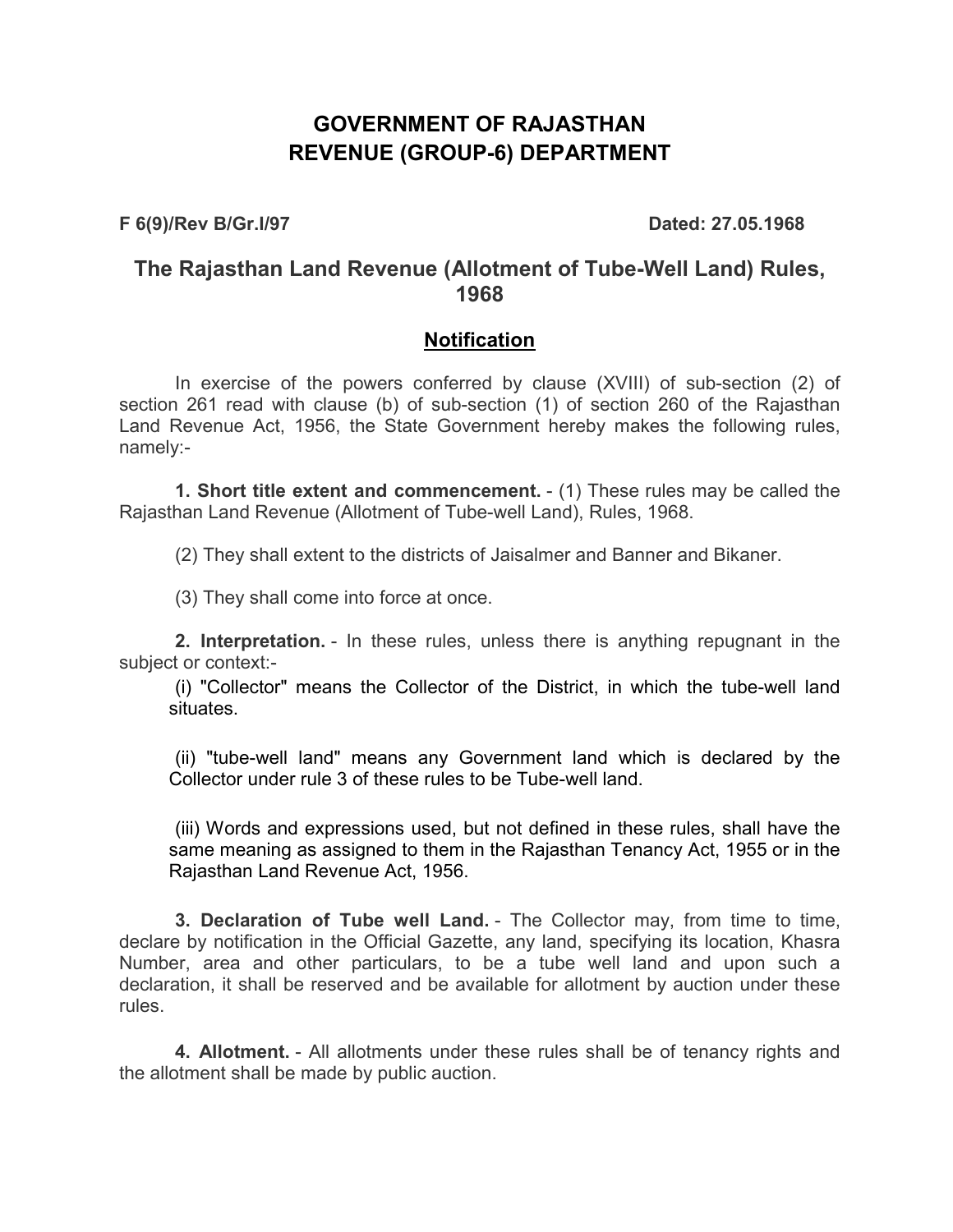# GOVERNMENT OF RAJASTHAN
# REVENUE (GROUP-6) DEPARTMENT

**F 6(9)/Rev B/Gr.I/97** **Dated: 27.05.1968**

## The Rajasthan Land Revenue (Allotment of Tube-Well Land) Rules, 1968

### Notification

In exercise of the powers conferred by clause (XVIII) of sub-section (2) of section 261 read with clause (b) of sub-section (1) of section 260 of the Rajasthan Land Revenue Act, 1956, the State Government hereby makes the following rules, namely:-

**1. Short title extent and commencement.** - (1) These rules may be called the Rajasthan Land Revenue (Allotment of Tube-well Land), Rules, 1968.

(2) They shall extent to the districts of Jaisalmer and Banner and Bikaner.

(3) They shall come into force at once.

**2. Interpretation.** - In these rules, unless there is anything repugnant in the subject or context:-

(i) "Collector" means the Collector of the District, in which the tube-well land situates.

(ii) "tube-well land" means any Government land which is declared by the Collector under rule 3 of these rules to be Tube-well land.

(iii) Words and expressions used, but not defined in these rules, shall have the same meaning as assigned to them in the Rajasthan Tenancy Act, 1955 or in the Rajasthan Land Revenue Act, 1956.

**3. Declaration of Tube well Land.** - The Collector may, from time to time, declare by notification in the Official Gazette, any land, specifying its location, Khasra Number, area and other particulars, to be a tube well land and upon such a declaration, it shall be reserved and be available for allotment by auction under these rules.

**4. Allotment.** - All allotments under these rules shall be of tenancy rights and the allotment shall be made by public auction.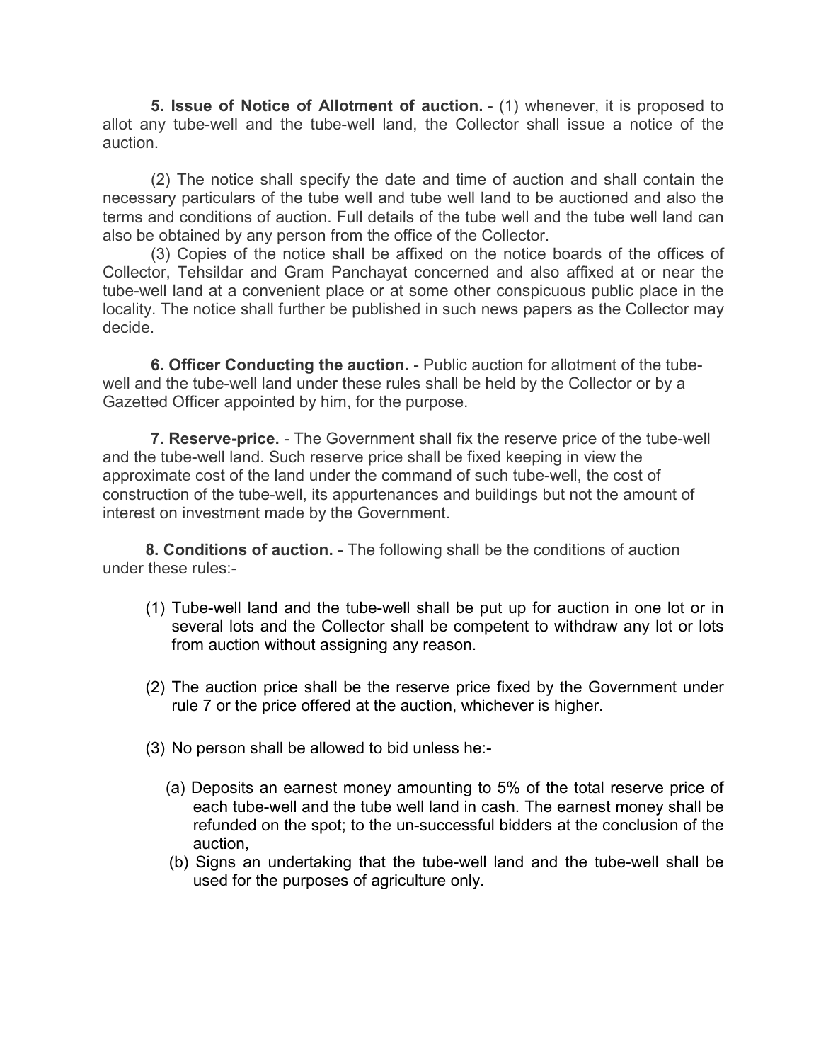**5. Issue of Notice of Allotment of auction.** - (1) whenever, it is proposed to allot any tube-well and the tube-well land, the Collector shall issue a notice of the auction.

(2) The notice shall specify the date and time of auction and shall contain the necessary particulars of the tube well and tube well land to be auctioned and also the terms and conditions of auction. Full details of the tube well and the tube well land can also be obtained by any person from the office of the Collector.

(3) Copies of the notice shall be affixed on the notice boards of the offices of Collector, Tehsildar and Gram Panchayat concerned and also affixed at or near the tube-well land at a convenient place or at some other conspicuous public place in the locality. The notice shall further be published in such news papers as the Collector may decide.

**6. Officer Conducting the auction.** - Public auction for allotment of the tube-well and the tube-well land under these rules shall be held by the Collector or by a Gazetted Officer appointed by him, for the purpose.

**7. Reserve-price.** - The Government shall fix the reserve price of the tube-well and the tube-well land. Such reserve price shall be fixed keeping in view the approximate cost of the land under the command of such tube-well, the cost of construction of the tube-well, its appurtenances and buildings but not the amount of interest on investment made by the Government.

**8. Conditions of auction.** - The following shall be the conditions of auction under these rules:-

(1) Tube-well land and the tube-well shall be put up for auction in one lot or in several lots and the Collector shall be competent to withdraw any lot or lots from auction without assigning any reason.

(2) The auction price shall be the reserve price fixed by the Government under rule 7 or the price offered at the auction, whichever is higher.

(3) No person shall be allowed to bid unless he:-

(a) Deposits an earnest money amounting to 5% of the total reserve price of each tube-well and the tube well land in cash. The earnest money shall be refunded on the spot; to the un-successful bidders at the conclusion of the auction,

(b) Signs an undertaking that the tube-well land and the tube-well shall be used for the purposes of agriculture only.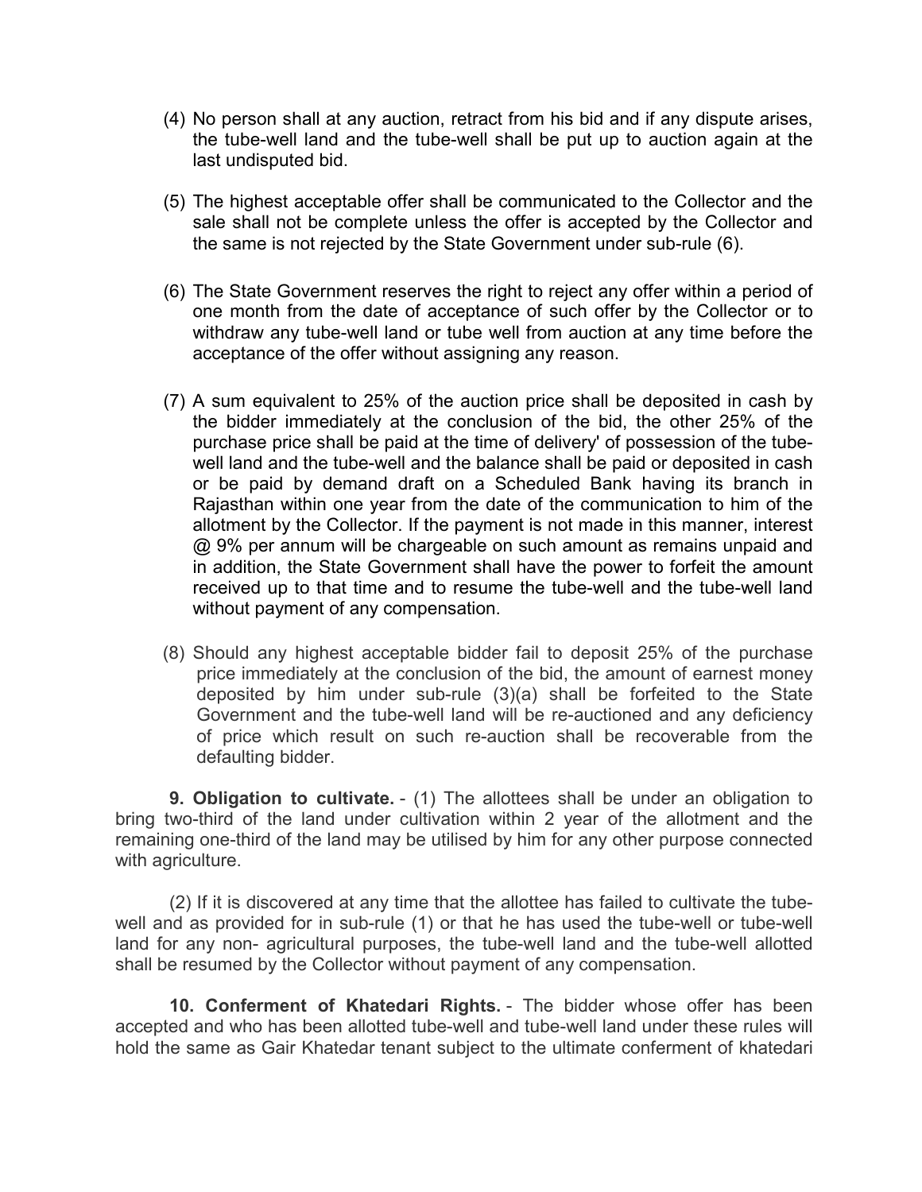(4) No person shall at any auction, retract from his bid and if any dispute arises, the tube-well land and the tube-well shall be put up to auction again at the last undisputed bid.

(5) The highest acceptable offer shall be communicated to the Collector and the sale shall not be complete unless the offer is accepted by the Collector and the same is not rejected by the State Government under sub-rule (6).

(6) The State Government reserves the right to reject any offer within a period of one month from the date of acceptance of such offer by the Collector or to withdraw any tube-well land or tube well from auction at any time before the acceptance of the offer without assigning any reason.

(7) A sum equivalent to 25% of the auction price shall be deposited in cash by the bidder immediately at the conclusion of the bid, the other 25% of the purchase price shall be paid at the time of delivery' of possession of the tube-well land and the tube-well and the balance shall be paid or deposited in cash or be paid by demand draft on a Scheduled Bank having its branch in Rajasthan within one year from the date of the communication to him of the allotment by the Collector. If the payment is not made in this manner, interest @ 9% per annum will be chargeable on such amount as remains unpaid and in addition, the State Government shall have the power to forfeit the amount received up to that time and to resume the tube-well and the tube-well land without payment of any compensation.

(8) Should any highest acceptable bidder fail to deposit 25% of the purchase price immediately at the conclusion of the bid, the amount of earnest money deposited by him under sub-rule (3)(a) shall be forfeited to the State Government and the tube-well land will be re-auctioned and any deficiency of price which result on such re-auction shall be recoverable from the defaulting bidder.

**9. Obligation to cultivate.** - (1) The allottees shall be under an obligation to bring two-third of the land under cultivation within 2 year of the allotment and the remaining one-third of the land may be utilised by him for any other purpose connected with agriculture.

(2) If it is discovered at any time that the allottee has failed to cultivate the tube-well and as provided for in sub-rule (1) or that he has used the tube-well or tube-well land for any non- agricultural purposes, the tube-well land and the tube-well allotted shall be resumed by the Collector without payment of any compensation.

**10. Conferment of Khatedari Rights.** - The bidder whose offer has been accepted and who has been allotted tube-well and tube-well land under these rules will hold the same as Gair Khatedar tenant subject to the ultimate conferment of khatedari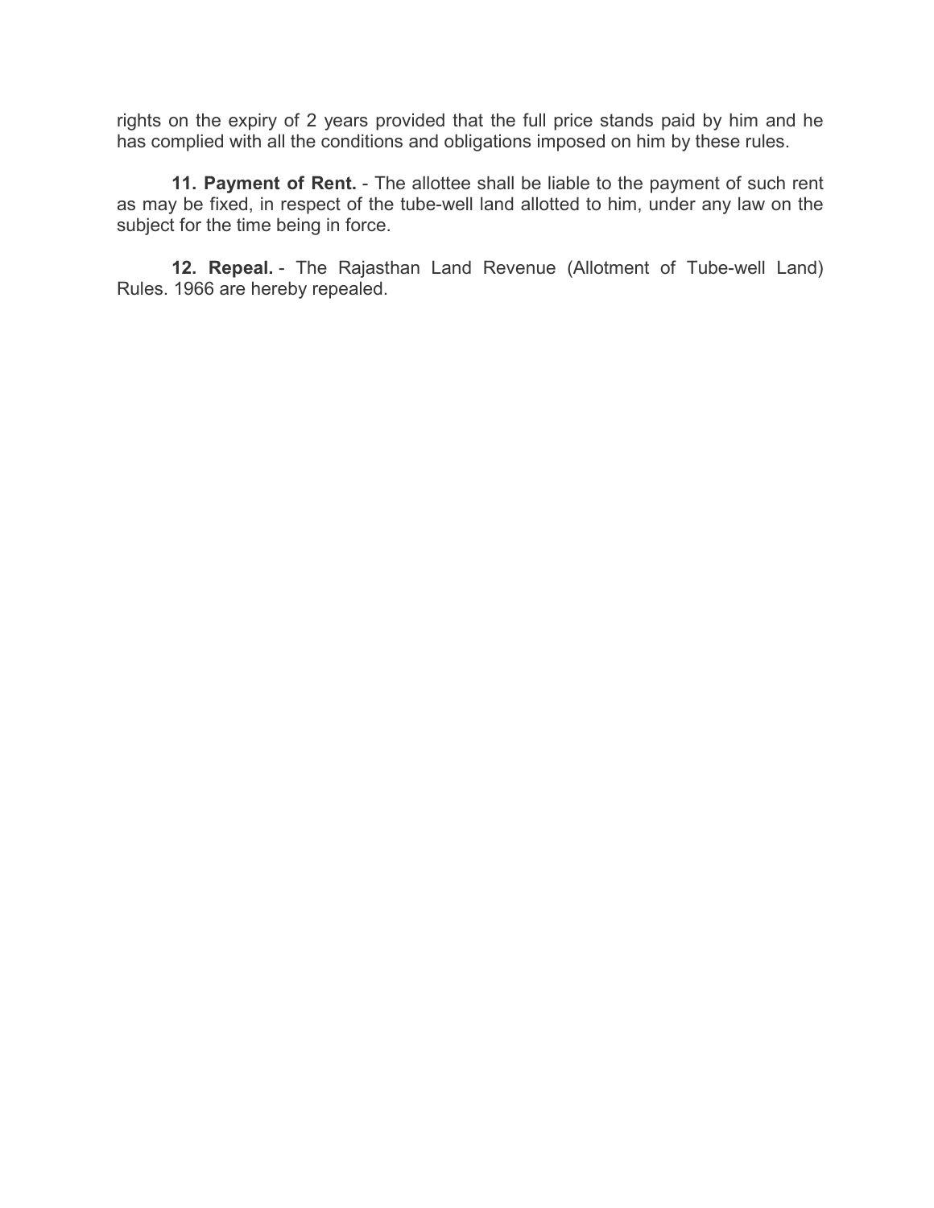rights on the expiry of 2 years provided that the full price stands paid by him and he has complied with all the conditions and obligations imposed on him by these rules.

**11. Payment of Rent.** - The allottee shall be liable to the payment of such rent as may be fixed, in respect of the tube-well land allotted to him, under any law on the subject for the time being in force.

**12. Repeal.** - The Rajasthan Land Revenue (Allotment of Tube-well Land) Rules. 1966 are hereby repealed.